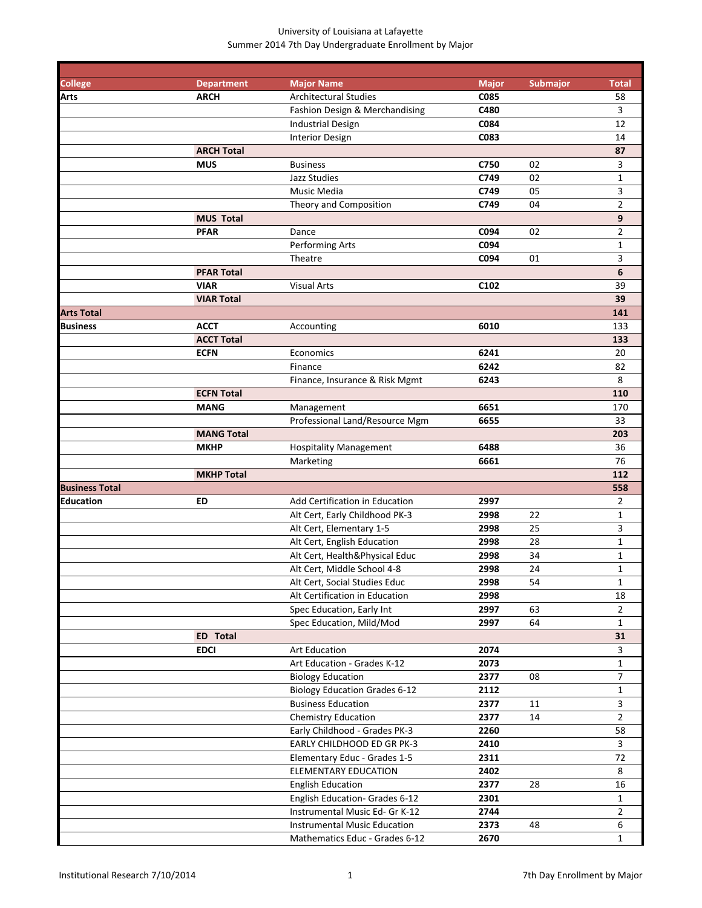University of Louisiana at Lafayette

Summer 2014 7th Day Undergraduate Enrollment by Major

| College | Department | Major Name | Major | Submajor | Total |
|---|---|---|---|---|---|
| **Arts** | **ARCH** | Architectural Studies | **C085** | | 58 |
| | | Fashion Design & Merchandising | **C480** | | 3 |
| | | Industrial Design | **C084** | | 12 |
| | | Interior Design | **C083** | | 14 |
| | **ARCH Total** | | | | **87** |
| | **MUS** | Business | **C750** | 02 | 3 |
| | | Jazz Studies | **C749** | 02 | 1 |
| | | Music Media | **C749** | 05 | 3 |
| | | Theory and Composition | **C749** | 04 | 2 |
| | **MUS Total** | | | | **9** |
| | **PFAR** | Dance | **C094** | 02 | 2 |
| | | Performing Arts | **C094** | | 1 |
| | | Theatre | **C094** | 01 | 3 |
| | **PFAR Total** | | | | **6** |
| | **VIAR** | Visual Arts | **C102** | | 39 |
| | **VIAR Total** | | | | **39** |
| **Arts Total** | | | | | **141** |
| **Business** | **ACCT** | Accounting | **6010** | | 133 |
| | **ACCT Total** | | | | **133** |
| | **ECFN** | Economics | **6241** | | 20 |
| | | Finance | **6242** | | 82 |
| | | Finance, Insurance & Risk Mgmt | **6243** | | 8 |
| | **ECFN Total** | | | | **110** |
| | **MANG** | Management | **6651** | | 170 |
| | | Professional Land/Resource Mgm | **6655** | | 33 |
| | **MANG Total** | | | | **203** |
| | **MKHP** | Hospitality Management | **6488** | | 36 |
| | | Marketing | **6661** | | 76 |
| | **MKHP Total** | | | | **112** |
| **Business Total** | | | | | **558** |
| **Education** | **ED** | Add Certification in Education | **2997** | | 2 |
| | | Alt Cert, Early Childhood PK-3 | **2998** | 22 | 1 |
| | | Alt Cert, Elementary 1-5 | **2998** | 25 | 3 |
| | | Alt Cert, English Education | **2998** | 28 | 1 |
| | | Alt Cert, Health&Physical Educ | **2998** | 34 | 1 |
| | | Alt Cert, Middle School 4-8 | **2998** | 24 | 1 |
| | | Alt Cert, Social Studies Educ | **2998** | 54 | 1 |
| | | Alt Certification in Education | **2998** | | 18 |
| | | Spec Education, Early Int | **2997** | 63 | 2 |
| | | Spec Education, Mild/Mod | **2997** | 64 | 1 |
| | **ED Total** | | | | **31** |
| | **EDCI** | Art Education | **2074** | | 3 |
| | | Art Education - Grades K-12 | **2073** | | 1 |
| | | Biology Education | **2377** | 08 | 7 |
| | | Biology Education Grades 6-12 | **2112** | | 1 |
| | | Business Education | **2377** | 11 | 3 |
| | | Chemistry Education | **2377** | 14 | 2 |
| | | Early Childhood - Grades PK-3 | **2260** | | 58 |
| | | EARLY CHILDHOOD ED GR PK-3 | **2410** | | 3 |
| | | Elementary Educ - Grades 1-5 | **2311** | | 72 |
| | | ELEMENTARY EDUCATION | **2402** | | 8 |
| | | English Education | **2377** | 28 | 16 |
| | | English Education- Grades 6-12 | **2301** | | 1 |
| | | Instrumental Music Ed- Gr K-12 | **2744** | | 2 |
| | | Instrumental Music Education | **2373** | 48 | 6 |
| | | Mathematics Educ - Grades 6-12 | **2670** | | 1 |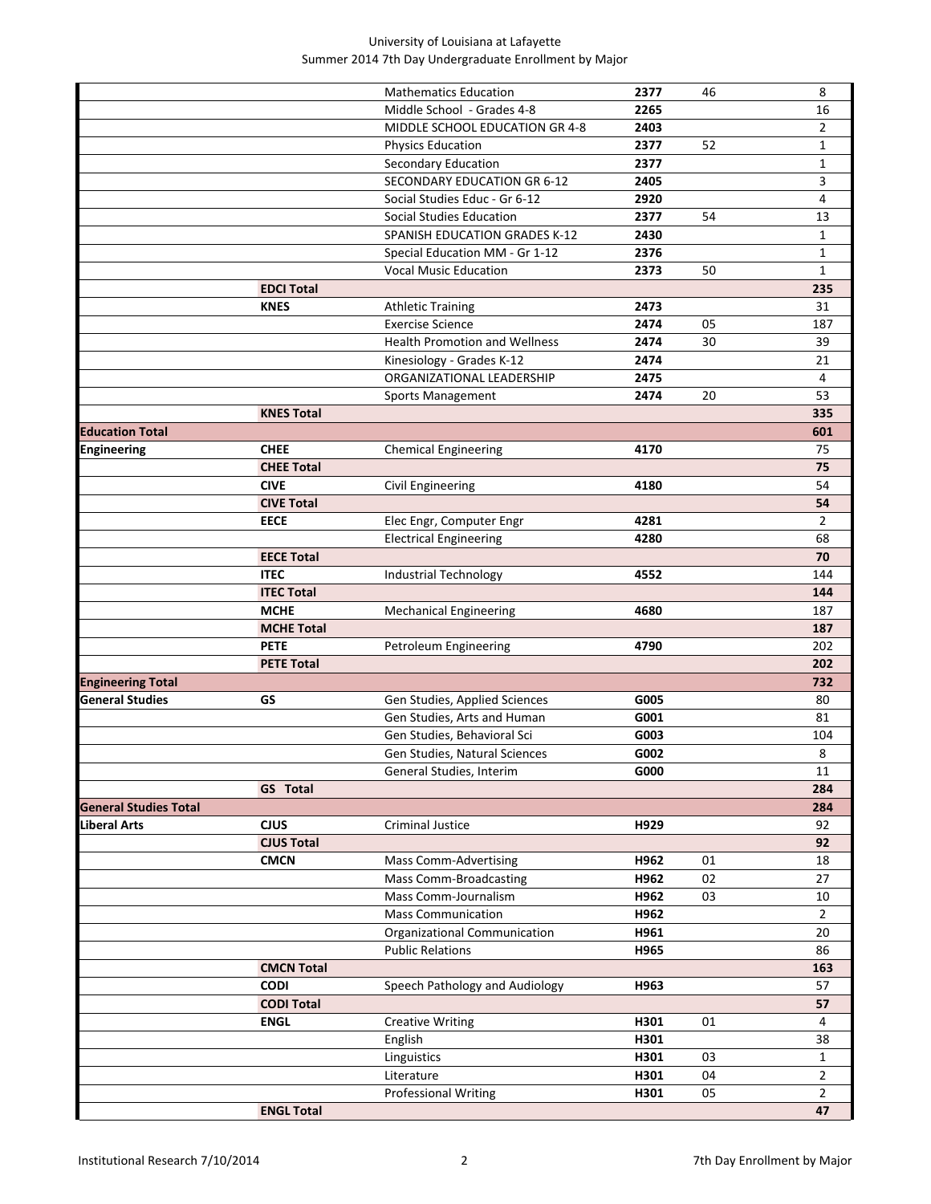University of Louisiana at Lafayette
Summer 2014 7th Day Undergraduate Enrollment by Major

| | | | | | |
|---|---|---|---|---|---|
| | | Mathematics Education | 2377 | 46 | 8 |
| | | Middle School - Grades 4-8 | 2265 | | 16 |
| | | MIDDLE SCHOOL EDUCATION GR 4-8 | 2403 | | 2 |
| | | Physics Education | 2377 | 52 | 1 |
| | | Secondary Education | 2377 | | 1 |
| | | SECONDARY EDUCATION GR 6-12 | 2405 | | 3 |
| | | Social Studies Educ - Gr 6-12 | 2920 | | 4 |
| | | Social Studies Education | 2377 | 54 | 13 |
| | | SPANISH EDUCATION GRADES K-12 | 2430 | | 1 |
| | | Special Education MM - Gr 1-12 | 2376 | | 1 |
| | | Vocal Music Education | 2373 | 50 | 1 |
| | **EDCI Total** | | | | **235** |
| | **KNES** | Athletic Training | 2473 | | 31 |
| | | Exercise Science | 2474 | 05 | 187 |
| | | Health Promotion and Wellness | 2474 | 30 | 39 |
| | | Kinesiology - Grades K-12 | 2474 | | 21 |
| | | ORGANIZATIONAL LEADERSHIP | 2475 | | 4 |
| | | Sports Management | 2474 | 20 | 53 |
| | **KNES Total** | | | | **335** |
| **Education Total** | | | | | **601** |
| **Engineering** | **CHEE** | Chemical Engineering | 4170 | | 75 |
| | **CHEE Total** | | | | **75** |
| | **CIVE** | Civil Engineering | 4180 | | 54 |
| | **CIVE Total** | | | | **54** |
| | **EECE** | Elec Engr, Computer Engr | 4281 | | 2 |
| | | Electrical Engineering | 4280 | | 68 |
| | **EECE Total** | | | | **70** |
| | **ITEC** | Industrial Technology | 4552 | | 144 |
| | **ITEC Total** | | | | **144** |
| | **MCHE** | Mechanical Engineering | 4680 | | 187 |
| | **MCHE Total** | | | | **187** |
| | **PETE** | Petroleum Engineering | 4790 | | 202 |
| | **PETE Total** | | | | **202** |
| **Engineering Total** | | | | | **732** |
| **General Studies** | **GS** | Gen Studies, Applied Sciences | G005 | | 80 |
| | | Gen Studies, Arts and Human | G001 | | 81 |
| | | Gen Studies, Behavioral Sci | G003 | | 104 |
| | | Gen Studies, Natural Sciences | G002 | | 8 |
| | | General Studies, Interim | G000 | | 11 |
| | **GS Total** | | | | **284** |
| **General Studies Total** | | | | | **284** |
| **Liberal Arts** | **CJUS** | Criminal Justice | H929 | | 92 |
| | **CJUS Total** | | | | **92** |
| | **CMCN** | Mass Comm-Advertising | H962 | 01 | 18 |
| | | Mass Comm-Broadcasting | H962 | 02 | 27 |
| | | Mass Comm-Journalism | H962 | 03 | 10 |
| | | Mass Communication | H962 | | 2 |
| | | Organizational Communication | H961 | | 20 |
| | | Public Relations | H965 | | 86 |
| | **CMCN Total** | | | | **163** |
| | **CODI** | Speech Pathology and Audiology | H963 | | 57 |
| | **CODI Total** | | | | **57** |
| | **ENGL** | Creative Writing | H301 | 01 | 4 |
| | | English | H301 | | 38 |
| | | Linguistics | H301 | 03 | 1 |
| | | Literature | H301 | 04 | 2 |
| | | Professional Writing | H301 | 05 | 2 |
| | **ENGL Total** | | | | **47** |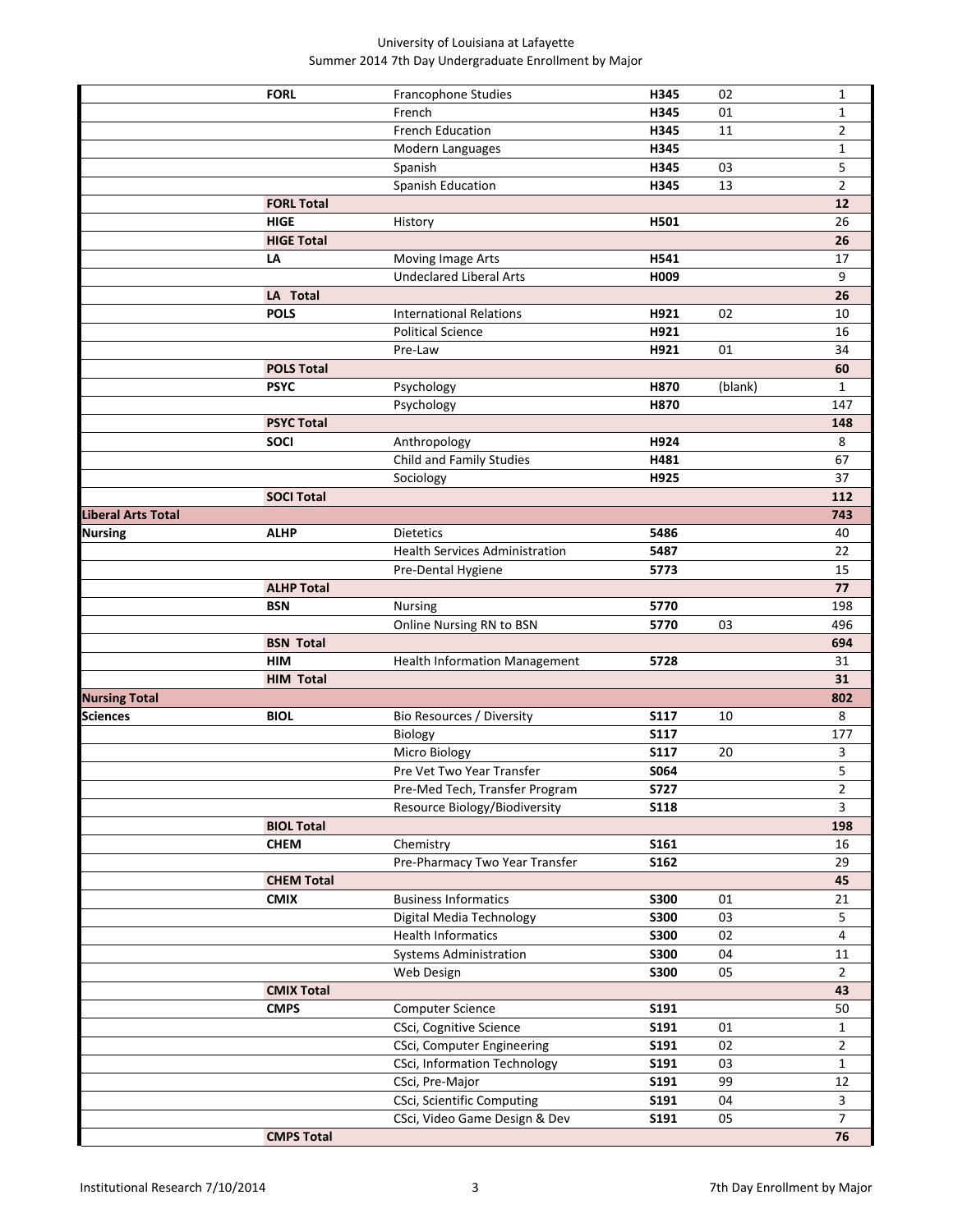University of Louisiana at Lafayette
Summer 2014 7th Day Undergraduate Enrollment by Major

| | | | | | |
|---|---|---|---|---|---|
| | **FORL** | Francophone Studies | **H345** | 02 | 1 |
| | | French | **H345** | 01 | 1 |
| | | French Education | **H345** | 11 | 2 |
| | | Modern Languages | **H345** | | 1 |
| | | Spanish | **H345** | 03 | 5 |
| | | Spanish Education | **H345** | 13 | 2 |
| | **FORL Total** | | | | **12** |
| | **HIGE** | History | **H501** | | 26 |
| | **HIGE Total** | | | | **26** |
| | **LA** | Moving Image Arts | **H541** | | 17 |
| | | Undeclared Liberal Arts | **H009** | | 9 |
| | **LA Total** | | | | **26** |
| | **POLS** | International Relations | **H921** | 02 | 10 |
| | | Political Science | **H921** | | 16 |
| | | Pre-Law | **H921** | 01 | 34 |
| | **POLS Total** | | | | **60** |
| | **PSYC** | Psychology | **H870** | (blank) | 1 |
| | | Psychology | **H870** | | 147 |
| | **PSYC Total** | | | | **148** |
| | **SOCI** | Anthropology | **H924** | | 8 |
| | | Child and Family Studies | **H481** | | 67 |
| | | Sociology | **H925** | | 37 |
| | **SOCI Total** | | | | **112** |
| **Liberal Arts Total** | | | | | **743** |
| **Nursing** | **ALHP** | Dietetics | **5486** | | 40 |
| | | Health Services Administration | **5487** | | 22 |
| | | Pre-Dental Hygiene | **5773** | | 15 |
| | **ALHP Total** | | | | **77** |
| | **BSN** | Nursing | **5770** | | 198 |
| | | Online Nursing RN to BSN | **5770** | 03 | 496 |
| | **BSN Total** | | | | **694** |
| | **HIM** | Health Information Management | **5728** | | 31 |
| | **HIM Total** | | | | **31** |
| **Nursing Total** | | | | | **802** |
| **Sciences** | **BIOL** | Bio Resources / Diversity | **S117** | 10 | 8 |
| | | Biology | **S117** | | 177 |
| | | Micro Biology | **S117** | 20 | 3 |
| | | Pre Vet Two Year Transfer | **S064** | | 5 |
| | | Pre-Med Tech, Transfer Program | **S727** | | 2 |
| | | Resource Biology/Biodiversity | **S118** | | 3 |
| | **BIOL Total** | | | | **198** |
| | **CHEM** | Chemistry | **S161** | | 16 |
| | | Pre-Pharmacy Two Year Transfer | **S162** | | 29 |
| | **CHEM Total** | | | | **45** |
| | **CMIX** | Business Informatics | **S300** | 01 | 21 |
| | | Digital Media Technology | **S300** | 03 | 5 |
| | | Health Informatics | **S300** | 02 | 4 |
| | | Systems Administration | **S300** | 04 | 11 |
| | | Web Design | **S300** | 05 | 2 |
| | **CMIX Total** | | | | **43** |
| | **CMPS** | Computer Science | **S191** | | 50 |
| | | CSci, Cognitive Science | **S191** | 01 | 1 |
| | | CSci, Computer Engineering | **S191** | 02 | 2 |
| | | CSci, Information Technology | **S191** | 03 | 1 |
| | | CSci, Pre-Major | **S191** | 99 | 12 |
| | | CSci, Scientific Computing | **S191** | 04 | 3 |
| | | CSci, Video Game Design & Dev | **S191** | 05 | 7 |
| | **CMPS Total** | | | | **76** |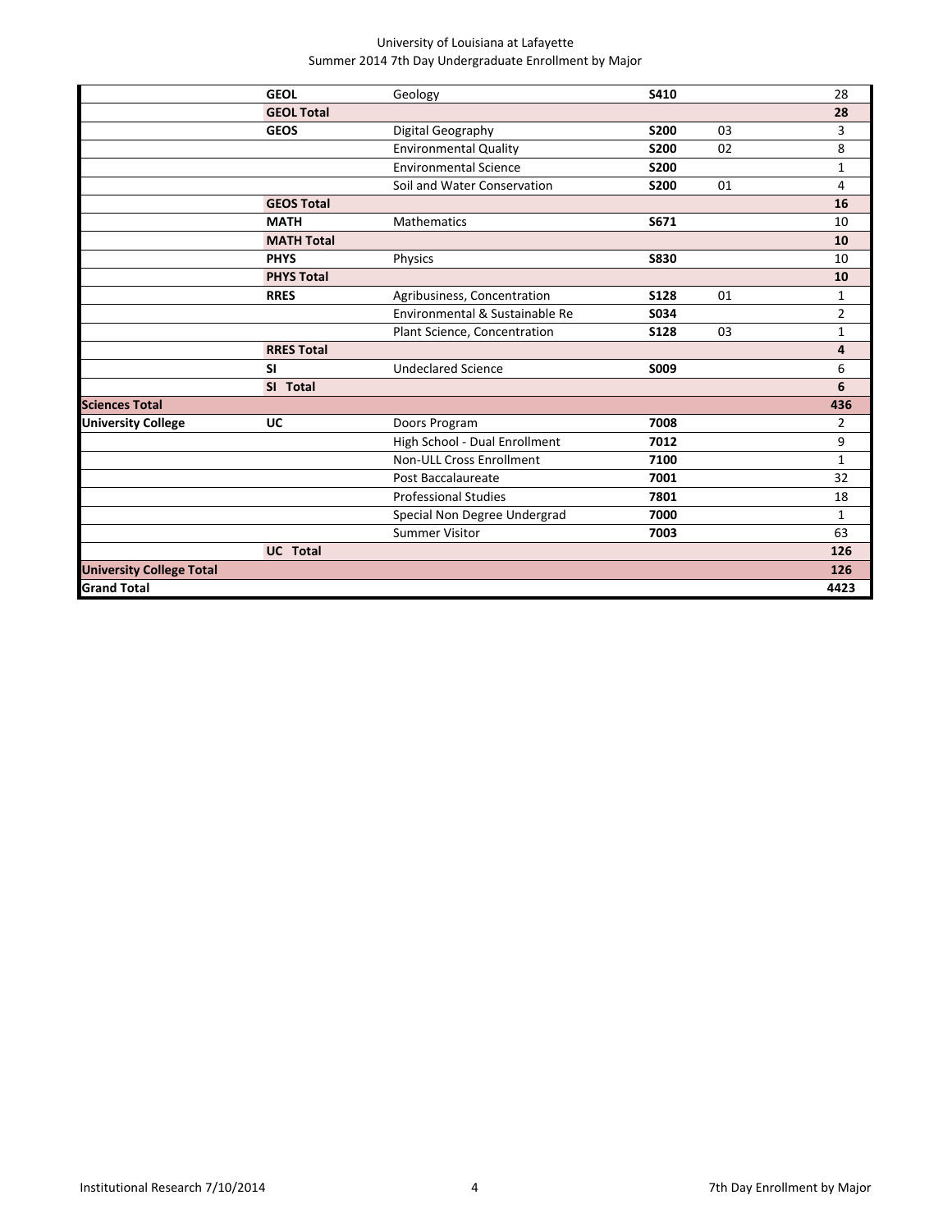University of Louisiana at Lafayette
Summer 2014 7th Day Undergraduate Enrollment by Major

| | | | | | |
|---|---|---|---|---|---|
| | **GEOL** | Geology | **S410** | | 28 |
| | **GEOL Total** | | | | **28** |
| | **GEOS** | Digital Geography | **S200** | 03 | 3 |
| | | Environmental Quality | **S200** | 02 | 8 |
| | | Environmental Science | **S200** | | 1 |
| | | Soil and Water Conservation | **S200** | 01 | 4 |
| | **GEOS Total** | | | | **16** |
| | **MATH** | Mathematics | **S671** | | 10 |
| | **MATH Total** | | | | **10** |
| | **PHYS** | Physics | **S830** | | 10 |
| | **PHYS Total** | | | | **10** |
| | **RRES** | Agribusiness, Concentration | **S128** | 01 | 1 |
| | | Environmental & Sustainable Re | **S034** | | 2 |
| | | Plant Science, Concentration | **S128** | 03 | 1 |
| | **RRES Total** | | | | **4** |
| | **SI** | Undeclared Science | **S009** | | 6 |
| | **SI Total** | | | | **6** |
| **Sciences Total** | | | | | **436** |
| **University College** | **UC** | Doors Program | **7008** | | 2 |
| | | High School - Dual Enrollment | **7012** | | 9 |
| | | Non-ULL Cross Enrollment | **7100** | | 1 |
| | | Post Baccalaureate | **7001** | | 32 |
| | | Professional Studies | **7801** | | 18 |
| | | Special Non Degree Undergrad | **7000** | | 1 |
| | | Summer Visitor | **7003** | | 63 |
| | **UC Total** | | | | **126** |
| **University College Total** | | | | | **126** |
| **Grand Total** | | | | | **4423** |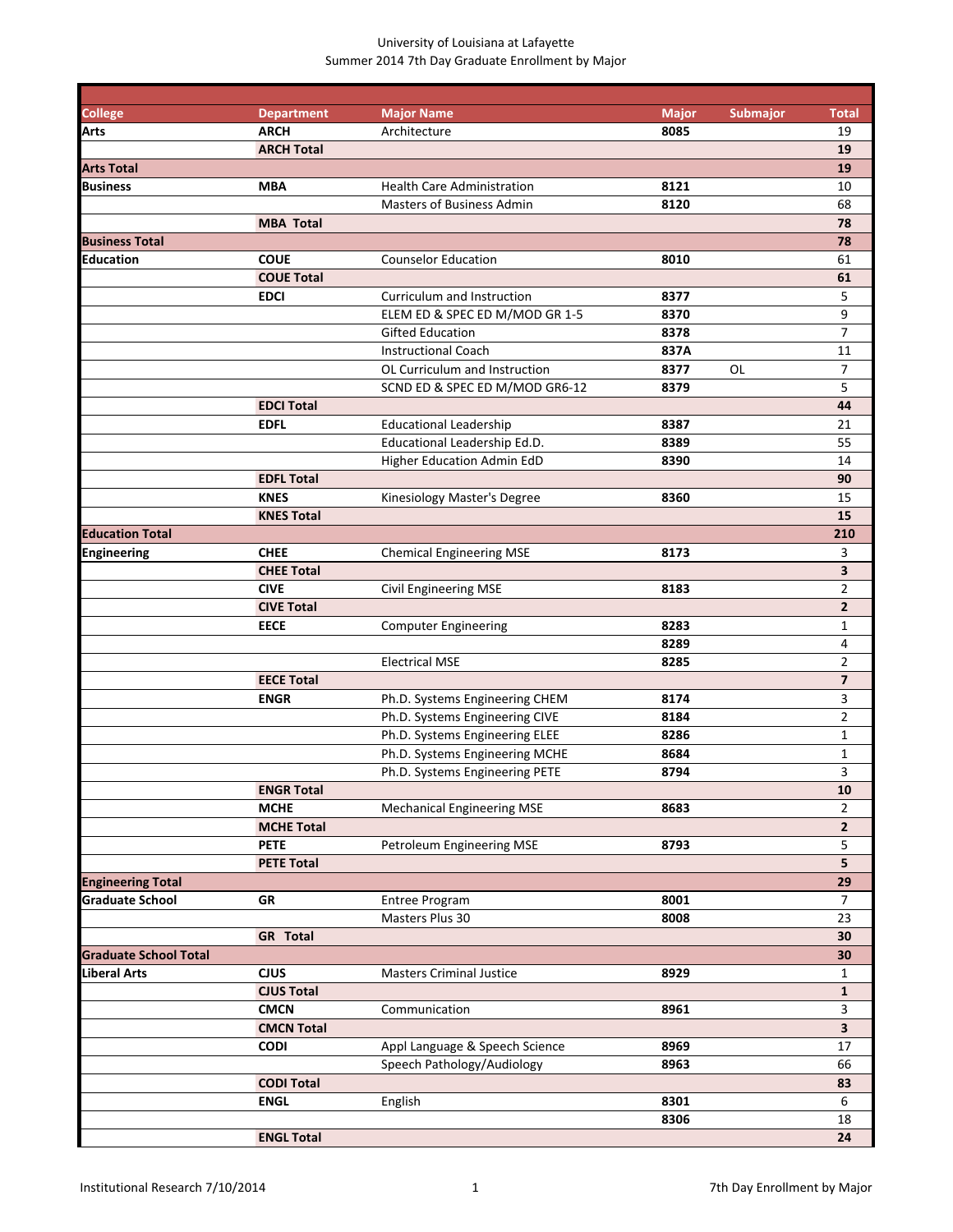University of Louisiana at Lafayette
Summer 2014 7th Day Graduate Enrollment by Major

| College | Department | Major Name | Major | Submajor | Total |
|---|---|---|---|---|---|
| **Arts** | **ARCH** | Architecture | **8085** | | 19 |
| | **ARCH Total** | | | | **19** |
| **Arts Total** | | | | | **19** |
| **Business** | **MBA** | Health Care Administration | **8121** | | 10 |
| | | Masters of Business Admin | **8120** | | 68 |
| | **MBA Total** | | | | **78** |
| **Business Total** | | | | | **78** |
| **Education** | **COUE** | Counselor Education | **8010** | | 61 |
| | **COUE Total** | | | | **61** |
| | **EDCI** | Curriculum and Instruction | **8377** | | 5 |
| | | ELEM ED & SPEC ED M/MOD GR 1-5 | **8370** | | 9 |
| | | Gifted Education | **8378** | | 7 |
| | | Instructional Coach | **837A** | | 11 |
| | | OL Curriculum and Instruction | **8377** | OL | 7 |
| | | SCND ED & SPEC ED M/MOD GR6-12 | **8379** | | 5 |
| | **EDCI Total** | | | | **44** |
| | **EDFL** | Educational Leadership | **8387** | | 21 |
| | | Educational Leadership Ed.D. | **8389** | | 55 |
| | | Higher Education Admin EdD | **8390** | | 14 |
| | **EDFL Total** | | | | **90** |
| | **KNES** | Kinesiology Master's Degree | **8360** | | 15 |
| | **KNES Total** | | | | **15** |
| **Education Total** | | | | | **210** |
| **Engineering** | **CHEE** | Chemical Engineering MSE | **8173** | | 3 |
| | **CHEE Total** | | | | **3** |
| | **CIVE** | Civil Engineering MSE | **8183** | | 2 |
| | **CIVE Total** | | | | **2** |
| | **EECE** | Computer Engineering | **8283** | | 1 |
| | | | **8289** | | 4 |
| | | Electrical MSE | **8285** | | 2 |
| | **EECE Total** | | | | **7** |
| | **ENGR** | Ph.D. Systems Engineering CHEM | **8174** | | 3 |
| | | Ph.D. Systems Engineering CIVE | **8184** | | 2 |
| | | Ph.D. Systems Engineering ELEE | **8286** | | 1 |
| | | Ph.D. Systems Engineering MCHE | **8684** | | 1 |
| | | Ph.D. Systems Engineering PETE | **8794** | | 3 |
| | **ENGR Total** | | | | **10** |
| | **MCHE** | Mechanical Engineering MSE | **8683** | | 2 |
| | **MCHE Total** | | | | **2** |
| | **PETE** | Petroleum Engineering MSE | **8793** | | 5 |
| | **PETE Total** | | | | **5** |
| **Engineering Total** | | | | | **29** |
| **Graduate School** | **GR** | Entree Program | **8001** | | 7 |
| | | Masters Plus 30 | **8008** | | 23 |
| | **GR Total** | | | | **30** |
| **Graduate School Total** | | | | | **30** |
| **Liberal Arts** | **CJUS** | Masters Criminal Justice | **8929** | | 1 |
| | **CJUS Total** | | | | **1** |
| | **CMCN** | Communication | **8961** | | 3 |
| | **CMCN Total** | | | | **3** |
| | **CODI** | Appl Language & Speech Science | **8969** | | 17 |
| | | Speech Pathology/Audiology | **8963** | | 66 |
| | **CODI Total** | | | | **83** |
| | **ENGL** | English | **8301** | | 6 |
| | | | **8306** | | 18 |
| | **ENGL Total** | | | | **24** |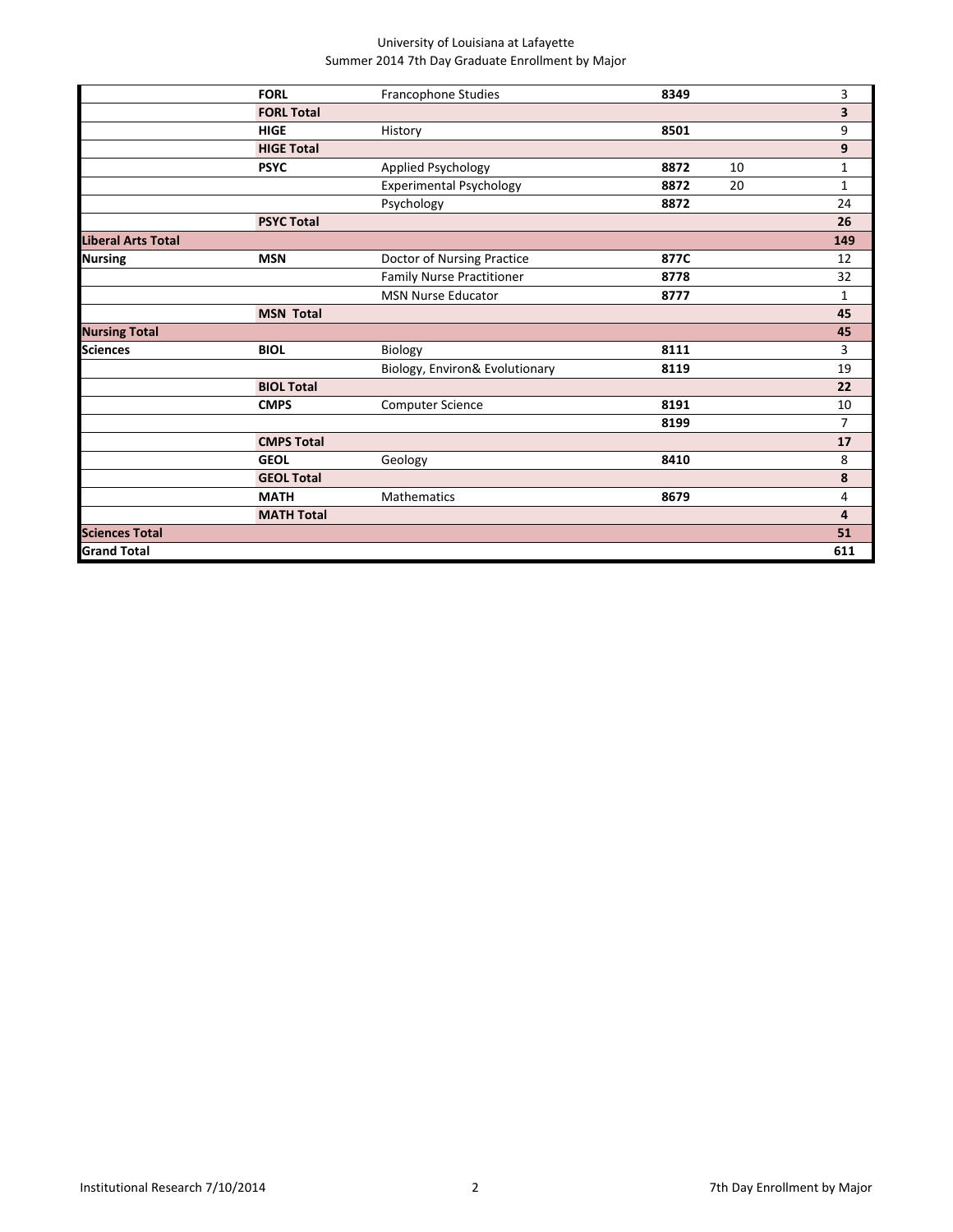University of Louisiana at Lafayette
Summer 2014 7th Day Graduate Enrollment by Major

| | | | | | |
|---|---|---|---|---|---|
| | **FORL** | Francophone Studies | **8349** | | 3 |
| | **FORL Total** | | | | **3** |
| | **HIGE** | History | **8501** | | 9 |
| | **HIGE Total** | | | | **9** |
| | **PSYC** | Applied Psychology | **8872** | 10 | 1 |
| | | Experimental Psychology | **8872** | 20 | 1 |
| | | Psychology | **8872** | | 24 |
| | **PSYC Total** | | | | **26** |
| **Liberal Arts Total** | | | | | **149** |
| **Nursing** | **MSN** | Doctor of Nursing Practice | **877C** | | 12 |
| | | Family Nurse Practitioner | **8778** | | 32 |
| | | MSN Nurse Educator | **8777** | | 1 |
| | **MSN Total** | | | | **45** |
| **Nursing Total** | | | | | **45** |
| **Sciences** | **BIOL** | Biology | **8111** | | 3 |
| | | Biology, Environ& Evolutionary | **8119** | | 19 |
| | **BIOL Total** | | | | **22** |
| | **CMPS** | Computer Science | **8191** | | 10 |
| | | | **8199** | | 7 |
| | **CMPS Total** | | | | **17** |
| | **GEOL** | Geology | **8410** | | 8 |
| | **GEOL Total** | | | | **8** |
| | **MATH** | Mathematics | **8679** | | 4 |
| | **MATH Total** | | | | **4** |
| **Sciences Total** | | | | | **51** |
| **Grand Total** | | | | | **611** |